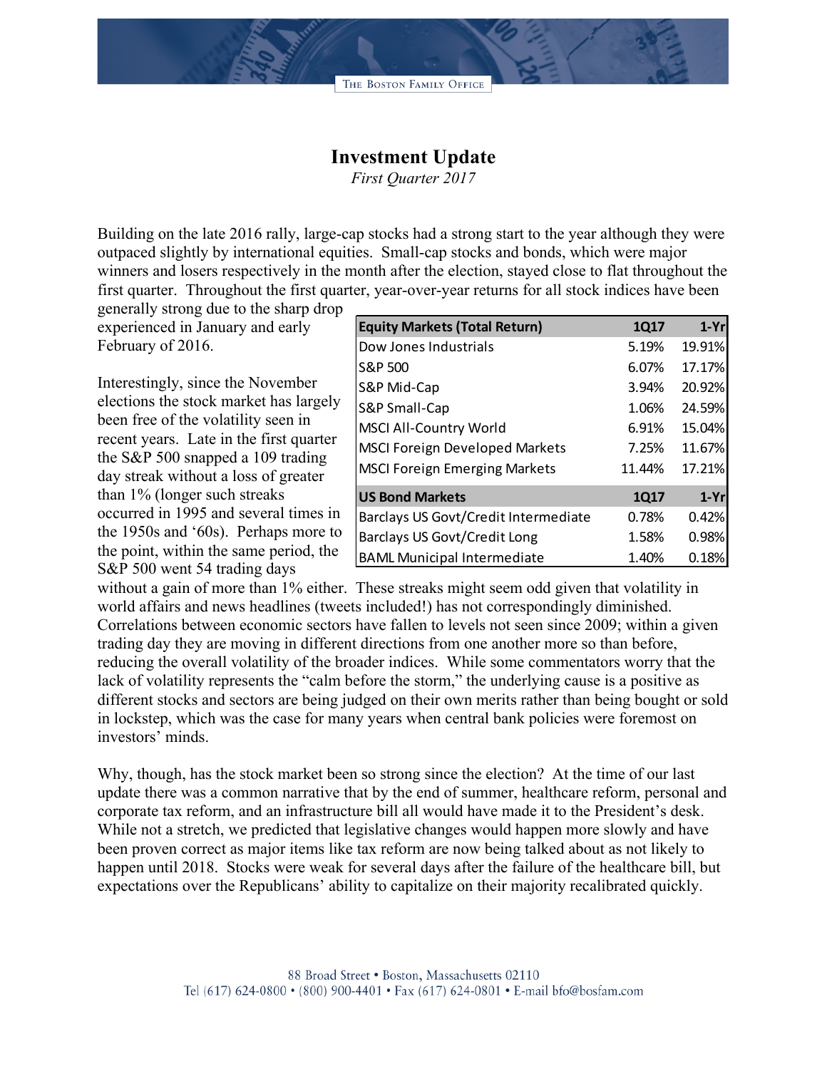# Investment Update

*First Quarter 2017*

Building on the late 2016 rally, large-cap stocks had a strong start to the year although they were outpaced slightly by international equities. Small-cap stocks and bonds, which were major winners and losers respectively in the month after the election, stayed close to flat throughout the first quarter. Throughout the first quarter, year-over-year returns for all stock indices have been generally strong due to the sharp drop experienced in January and early February of 2016.

| Equity Markets (Total Return) | 1Q17 | 1-Yr |
|---|---|---|
| Dow Jones Industrials | 5.19% | 19.91% |
| S&P 500 | 6.07% | 17.17% |
| S&P Mid-Cap | 3.94% | 20.92% |
| S&P Small-Cap | 1.06% | 24.59% |
| MSCI All-Country World | 6.91% | 15.04% |
| MSCI Foreign Developed Markets | 7.25% | 11.67% |
| MSCI Foreign Emerging Markets | 11.44% | 17.21% |
| **US Bond Markets** | **1Q17** | **1-Yr** |
| Barclays US Govt/Credit Intermediate | 0.78% | 0.42% |
| Barclays US Govt/Credit Long | 1.58% | 0.98% |
| BAML Municipal Intermediate | 1.40% | 0.18% |

Interestingly, since the November elections the stock market has largely been free of the volatility seen in recent years. Late in the first quarter the S&P 500 snapped a 109 trading day streak without a loss of greater than 1% (longer such streaks occurred in 1995 and several times in the 1950s and '60s). Perhaps more to the point, within the same period, the S&P 500 went 54 trading days without a gain of more than 1% either. These streaks might seem odd given that volatility in world affairs and news headlines (tweets included!) has not correspondingly diminished. Correlations between economic sectors have fallen to levels not seen since 2009; within a given trading day they are moving in different directions from one another more so than before, reducing the overall volatility of the broader indices. While some commentators worry that the lack of volatility represents the "calm before the storm," the underlying cause is a positive as different stocks and sectors are being judged on their own merits rather than being bought or sold in lockstep, which was the case for many years when central bank policies were foremost on investors' minds.

Why, though, has the stock market been so strong since the election? At the time of our last update there was a common narrative that by the end of summer, healthcare reform, personal and corporate tax reform, and an infrastructure bill all would have made it to the President's desk. While not a stretch, we predicted that legislative changes would happen more slowly and have been proven correct as major items like tax reform are now being talked about as not likely to happen until 2018. Stocks were weak for several days after the failure of the healthcare bill, but expectations over the Republicans' ability to capitalize on their majority recalibrated quickly.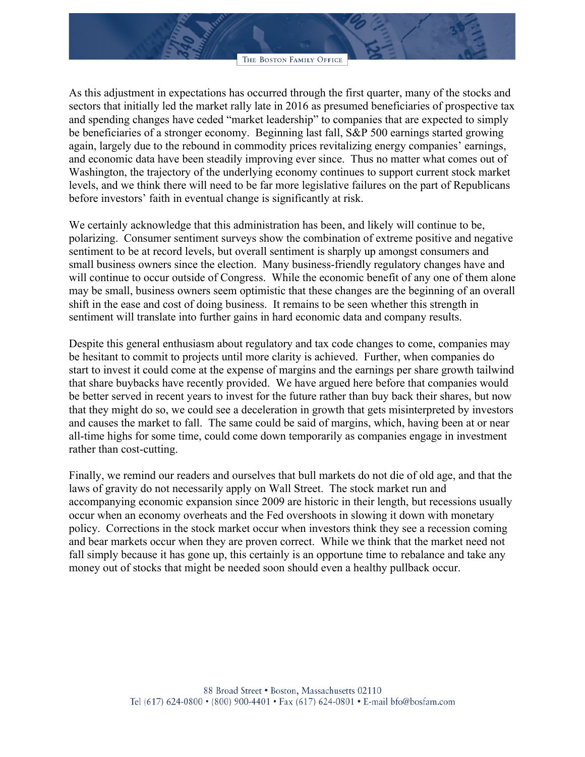As this adjustment in expectations has occurred through the first quarter, many of the stocks and sectors that initially led the market rally late in 2016 as presumed beneficiaries of prospective tax and spending changes have ceded "market leadership" to companies that are expected to simply be beneficiaries of a stronger economy. Beginning last fall, S&P 500 earnings started growing again, largely due to the rebound in commodity prices revitalizing energy companies' earnings, and economic data have been steadily improving ever since. Thus no matter what comes out of Washington, the trajectory of the underlying economy continues to support current stock market levels, and we think there will need to be far more legislative failures on the part of Republicans before investors' faith in eventual change is significantly at risk.

We certainly acknowledge that this administration has been, and likely will continue to be, polarizing. Consumer sentiment surveys show the combination of extreme positive and negative sentiment to be at record levels, but overall sentiment is sharply up amongst consumers and small business owners since the election. Many business-friendly regulatory changes have and will continue to occur outside of Congress. While the economic benefit of any one of them alone may be small, business owners seem optimistic that these changes are the beginning of an overall shift in the ease and cost of doing business. It remains to be seen whether this strength in sentiment will translate into further gains in hard economic data and company results.

Despite this general enthusiasm about regulatory and tax code changes to come, companies may be hesitant to commit to projects until more clarity is achieved. Further, when companies do start to invest it could come at the expense of margins and the earnings per share growth tailwind that share buybacks have recently provided. We have argued here before that companies would be better served in recent years to invest for the future rather than buy back their shares, but now that they might do so, we could see a deceleration in growth that gets misinterpreted by investors and causes the market to fall. The same could be said of margins, which, having been at or near all-time highs for some time, could come down temporarily as companies engage in investment rather than cost-cutting.

Finally, we remind our readers and ourselves that bull markets do not die of old age, and that the laws of gravity do not necessarily apply on Wall Street. The stock market run and accompanying economic expansion since 2009 are historic in their length, but recessions usually occur when an economy overheats and the Fed overshoots in slowing it down with monetary policy. Corrections in the stock market occur when investors think they see a recession coming and bear markets occur when they are proven correct. While we think that the market need not fall simply because it has gone up, this certainly is an opportune time to rebalance and take any money out of stocks that might be needed soon should even a healthy pullback occur.